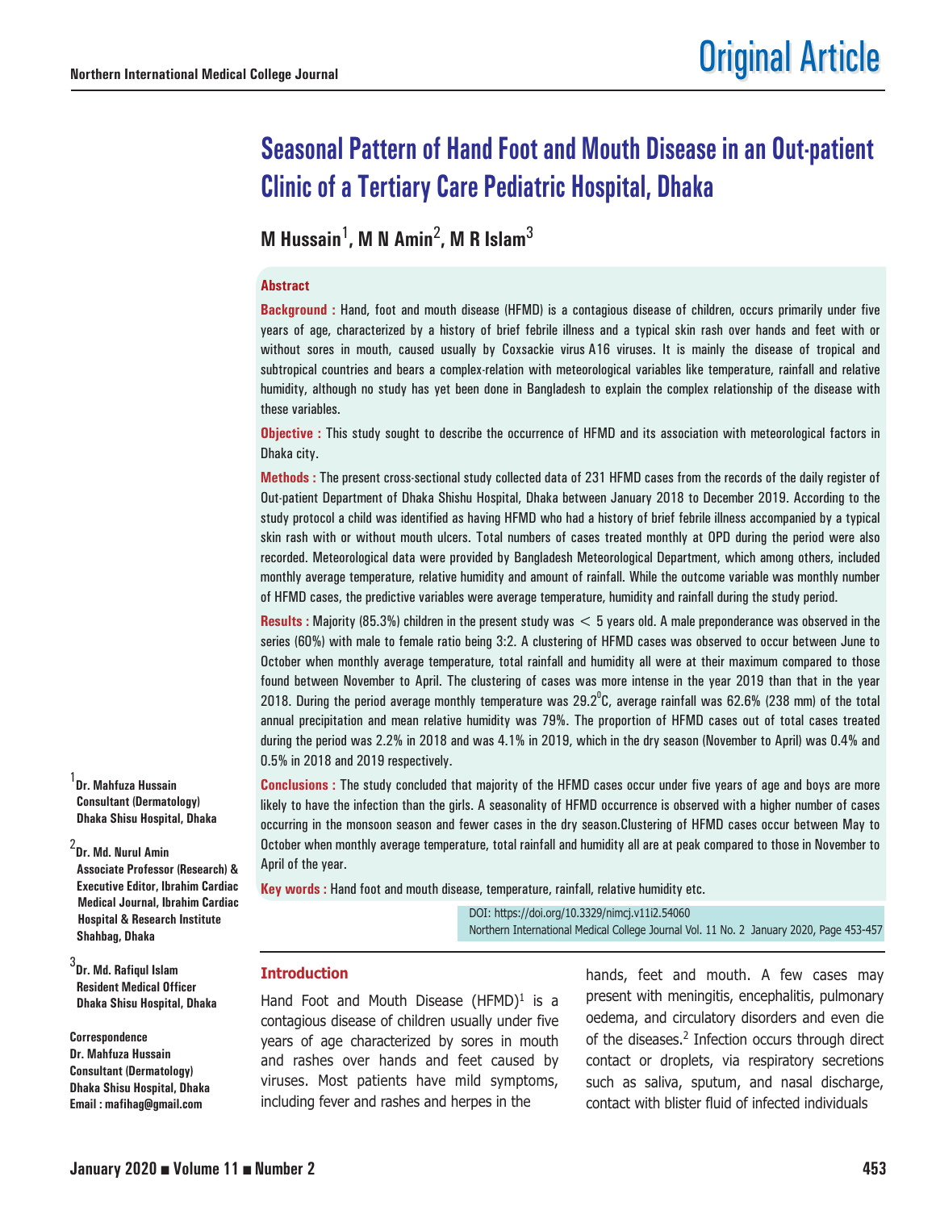Original Article

# Seasonal Pattern of Hand Foot and Mouth Disease in an Out-patient Clinic of a Tertiary Care Pediatric Hospital, Dhaka

**M Hussain[1], M N Amin[2], M R Islam[3]**

## Abstract

**Background :** Hand, foot and mouth disease (HFMD) is a contagious disease of children, occurs primarily under five years of age, characterized by a history of brief febrile illness and a typical skin rash over hands and feet with or without sores in mouth, caused usually by Coxsackie virus A16 viruses. It is mainly the disease of tropical and subtropical countries and bears a complex-relation with meteorological variables like temperature, rainfall and relative humidity, although no study has yet been done in Bangladesh to explain the complex relationship of the disease with these variables.

**Objective :** This study sought to describe the occurrence of HFMD and its association with meteorological factors in Dhaka city.

**Methods :** The present cross-sectional study collected data of 231 HFMD cases from the records of the daily register of Out-patient Department of Dhaka Shishu Hospital, Dhaka between January 2018 to December 2019. According to the study protocol a child was identified as having HFMD who had a history of brief febrile illness accompanied by a typical skin rash with or without mouth ulcers. Total numbers of cases treated monthly at OPD during the period were also recorded. Meteorological data were provided by Bangladesh Meteorological Department, which among others, included monthly average temperature, relative humidity and amount of rainfall. While the outcome variable was monthly number of HFMD cases, the predictive variables were average temperature, humidity and rainfall during the study period.

**Results :** Majority (85.3%) children in the present study was $<$ 5 years old. A male preponderance was observed in the series (60%) with male to female ratio being 3:2. A clustering of HFMD cases was observed to occur between June to October when monthly average temperature, total rainfall and humidity all were at their maximum compared to those found between November to April. The clustering of cases was more intense in the year 2019 than that in the year 2018. During the period average monthly temperature was 29.2$^{0}$C, average rainfall was 62.6% (238 mm) of the total annual precipitation and mean relative humidity was 79%. The proportion of HFMD cases out of total cases treated during the period was 2.2% in 2018 and was 4.1% in 2019, which in the dry season (November to April) was 0.4% and 0.5% in 2018 and 2019 respectively.

**Conclusions :** The study concluded that majority of the HFMD cases occur under five years of age and boys are more likely to have the infection than the girls. A seasonality of HFMD occurrence is observed with a higher number of cases occurring in the monsoon season and fewer cases in the dry season.Clustering of HFMD cases occur between May to October when monthly average temperature, total rainfall and humidity all are at peak compared to those in November to April of the year.

**Key words :** Hand foot and mouth disease, temperature, rainfall, relative humidity etc.

DOI: https://doi.org/10.3329/nimcj.v11i2.54060
Northern International Medical College Journal Vol. 11 No. 2 January 2020, Page 453-457

[1] **Dr. Mahfuza Hussain**
Consultant (Dermatology)
Dhaka Shisu Hospital, Dhaka

[2] **Dr. Md. Nurul Amin**
Associate Professor (Research) & Executive Editor, Ibrahim Cardiac Medical Journal, Ibrahim Cardiac Hospital & Research Institute
Shahbag, Dhaka

[3] **Dr. Md. Rafiqul Islam**
Resident Medical Officer
Dhaka Shisu Hospital, Dhaka

**Correspondence**
Dr. Mahfuza Hussain
Consultant (Dermatology)
Dhaka Shisu Hospital, Dhaka
Email : mafihag@gmail.com

## Introduction

Hand Foot and Mouth Disease (HFMD)[1] is a contagious disease of children usually under five years of age characterized by sores in mouth and rashes over hands and feet caused by viruses. Most patients have mild symptoms, including fever and rashes and herpes in the hands, feet and mouth. A few cases may present with meningitis, encephalitis, pulmonary oedema, and circulatory disorders and even die of the diseases.[2] Infection occurs through direct contact or droplets, via respiratory secretions such as saliva, sputum, and nasal discharge, contact with blister fluid of infected individuals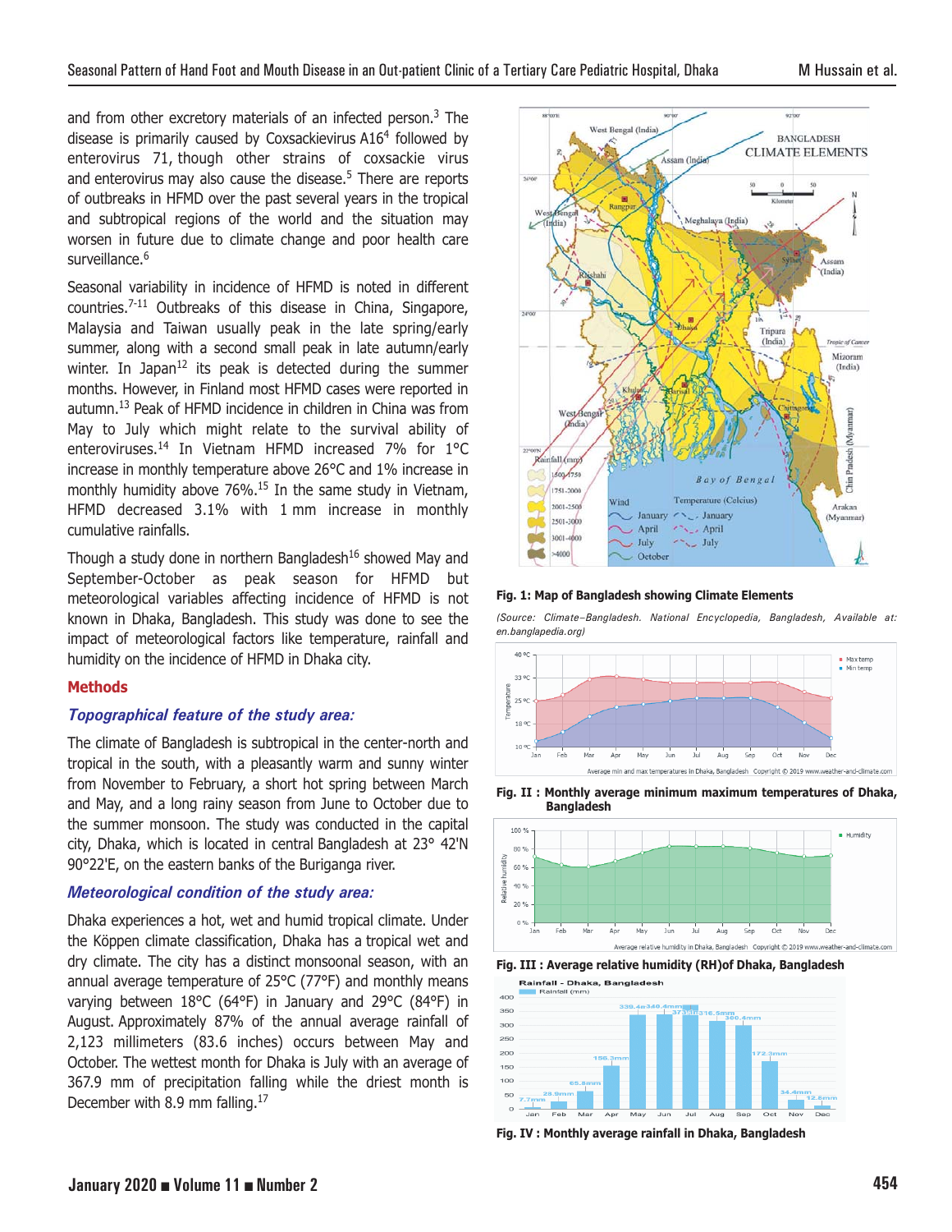and from other excretory materials of an infected person.[3] The disease is primarily caused by Coxsackievirus A16[4] followed by enterovirus 71, though other strains of coxsackie virus and enterovirus may also cause the disease.[5] There are reports of outbreaks in HFMD over the past several years in the tropical and subtropical regions of the world and the situation may worsen in future due to climate change and poor health care surveillance.[6]

Seasonal variability in incidence of HFMD is noted in different countries.[7-11] Outbreaks of this disease in China, Singapore, Malaysia and Taiwan usually peak in the late spring/early summer, along with a second small peak in late autumn/early winter. In Japan[12] its peak is detected during the summer months. However, in Finland most HFMD cases were reported in autumn.[13] Peak of HFMD incidence in children in China was from May to July which might relate to the survival ability of enteroviruses.[14] In Vietnam HFMD increased 7% for 1°C increase in monthly temperature above 26°C and 1% increase in monthly humidity above 76%.[15] In the same study in Vietnam, HFMD decreased 3.1% with 1 mm increase in monthly cumulative rainfalls.

Though a study done in northern Bangladesh[16] showed May and September-October as peak season for HFMD but meteorological variables affecting incidence of HFMD is not known in Dhaka, Bangladesh. This study was done to see the impact of meteorological factors like temperature, rainfall and humidity on the incidence of HFMD in Dhaka city.

## Methods

### *Topographical feature of the study area:*

The climate of Bangladesh is subtropical in the center-north and tropical in the south, with a pleasantly warm and sunny winter from November to February, a short hot spring between March and May, and a long rainy season from June to October due to the summer monsoon. The study was conducted in the capital city, Dhaka, which is located in central Bangladesh at 23° 42'N 90°22'E, on the eastern banks of the Buriganga river.

### *Meteorological condition of the study area:*

Dhaka experiences a hot, wet and humid tropical climate. Under the Köppen climate classification, Dhaka has a tropical wet and dry climate. The city has a distinct monsoonal season, with an annual average temperature of 25°C (77°F) and monthly means varying between 18°C (64°F) in January and 29°C (84°F) in August. Approximately 87% of the annual average rainfall of 2,123 millimeters (83.6 inches) occurs between May and October. The wettest month for Dhaka is July with an average of 367.9 mm of precipitation falling while the driest month is December with 8.9 mm falling.[17]

**Fig. 1: Map of Bangladesh showing Climate Elements**

*(Source: Climate–Bangladesh. National Encyclopedia, Bangladesh, Available at: en.banglapedia.org)*

**Fig. II : Monthly average minimum maximum temperatures of Dhaka, Bangladesh**

**Fig. III : Average relative humidity (RH)of Dhaka, Bangladesh**

**Fig. IV : Monthly average rainfall in Dhaka, Bangladesh**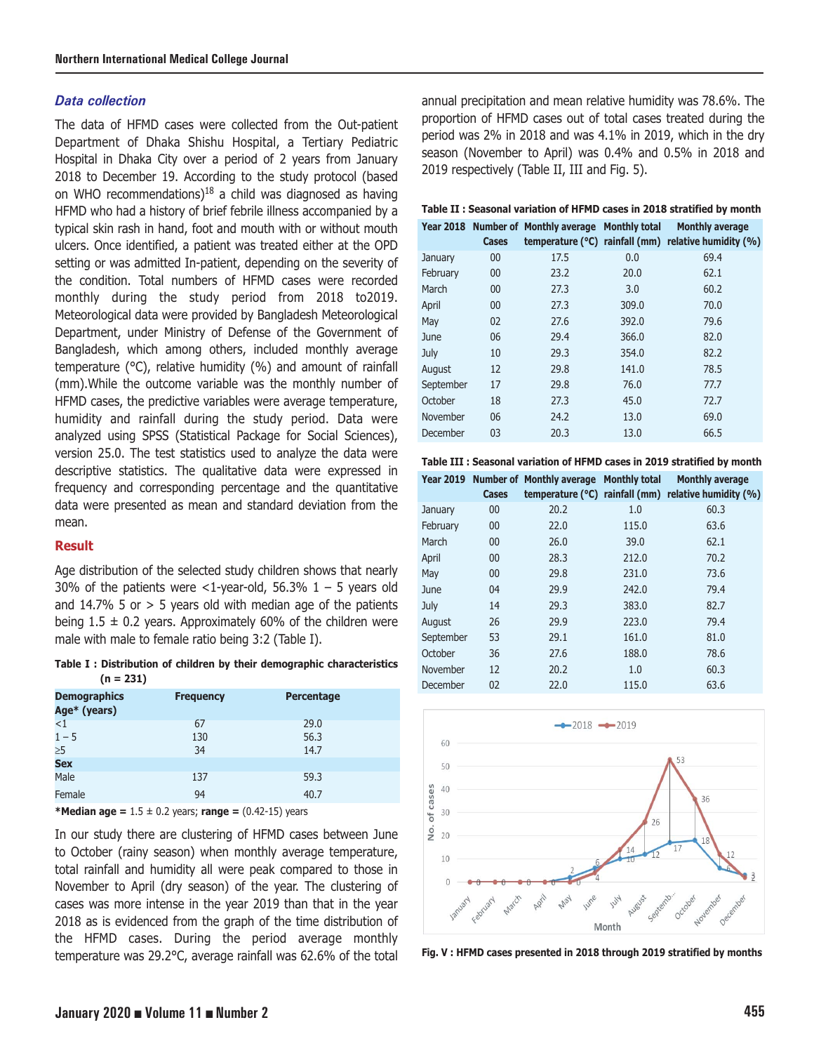### *Data collection*

The data of HFMD cases were collected from the Out-patient Department of Dhaka Shishu Hospital, a Tertiary Pediatric Hospital in Dhaka City over a period of 2 years from January 2018 to December 19. According to the study protocol (based on WHO recommendations)[18] a child was diagnosed as having HFMD who had a history of brief febrile illness accompanied by a typical skin rash in hand, foot and mouth with or without mouth ulcers. Once identified, a patient was treated either at the OPD setting or was admitted In-patient, depending on the severity of the condition. Total numbers of HFMD cases were recorded monthly during the study period from 2018 to2019. Meteorological data were provided by Bangladesh Meteorological Department, under Ministry of Defense of the Government of Bangladesh, which among others, included monthly average temperature (°C), relative humidity (%) and amount of rainfall (mm).While the outcome variable was the monthly number of HFMD cases, the predictive variables were average temperature, humidity and rainfall during the study period. Data were analyzed using SPSS (Statistical Package for Social Sciences), version 25.0. The test statistics used to analyze the data were descriptive statistics. The qualitative data were expressed in frequency and corresponding percentage and the quantitative data were presented as mean and standard deviation from the mean.

## Result

Age distribution of the selected study children shows that nearly 30% of the patients were <1-year-old, 56.3% 1 – 5 years old and 14.7% 5 or > 5 years old with median age of the patients being 1.5 ± 0.2 years. Approximately 60% of the children were male with male to female ratio being 3:2 (Table I).

**Table I : Distribution of children by their demographic characteristics (n = 231)**

| Demographics | Frequency | Percentage |
|---|---|---|
| **Age* (years)** | | |
| <1 | 67 | 29.0 |
| 1 – 5 | 130 | 56.3 |
| ≥5 | 34 | 14.7 |
| **Sex** | | |
| Male | 137 | 59.3 |
| Female | 94 | 40.7 |

***Median age =** 1.5 ± 0.2 years; **range =** (0.42-15) years

In our study there are clustering of HFMD cases between June to October (rainy season) when monthly average temperature, total rainfall and humidity all were peak compared to those in November to April (dry season) of the year. The clustering of cases was more intense in the year 2019 than that in the year 2018 as is evidenced from the graph of the time distribution of the HFMD cases. During the period average monthly temperature was 29.2°C, average rainfall was 62.6% of the total annual precipitation and mean relative humidity was 78.6%. The proportion of HFMD cases out of total cases treated during the period was 2% in 2018 and was 4.1% in 2019, which in the dry season (November to April) was 0.4% and 0.5% in 2018 and 2019 respectively (Table II, III and Fig. 5).

**Table II : Seasonal variation of HFMD cases in 2018 stratified by month**

| Year 2018 | Number of Cases | Monthly average temperature (°C) | Monthly total rainfall (mm) | Monthly average relative humidity (%) |
|---|---|---|---|---|
| January | 00 | 17.5 | 0.0 | 69.4 |
| February | 00 | 23.2 | 20.0 | 62.1 |
| March | 00 | 27.3 | 3.0 | 60.2 |
| April | 00 | 27.3 | 309.0 | 70.0 |
| May | 02 | 27.6 | 392.0 | 79.6 |
| June | 06 | 29.4 | 366.0 | 82.0 |
| July | 10 | 29.3 | 354.0 | 82.2 |
| August | 12 | 29.8 | 141.0 | 78.5 |
| September | 17 | 29.8 | 76.0 | 77.7 |
| October | 18 | 27.3 | 45.0 | 72.7 |
| November | 06 | 24.2 | 13.0 | 69.0 |
| December | 03 | 20.3 | 13.0 | 66.5 |

**Table III : Seasonal variation of HFMD cases in 2019 stratified by month**

| Year 2019 | Number of Cases | Monthly average temperature (°C) | Monthly total rainfall (mm) | Monthly average relative humidity (%) |
|---|---|---|---|---|
| January | 00 | 20.2 | 1.0 | 60.3 |
| February | 00 | 22.0 | 115.0 | 63.6 |
| March | 00 | 26.0 | 39.0 | 62.1 |
| April | 00 | 28.3 | 212.0 | 70.2 |
| May | 00 | 29.8 | 231.0 | 73.6 |
| June | 04 | 29.9 | 242.0 | 79.4 |
| July | 14 | 29.3 | 383.0 | 82.7 |
| August | 26 | 29.9 | 223.0 | 79.4 |
| September | 53 | 29.1 | 161.0 | 81.0 |
| October | 36 | 27.6 | 188.0 | 78.6 |
| November | 12 | 20.2 | 1.0 | 60.3 |
| December | 02 | 22.0 | 115.0 | 63.6 |

**Fig. V : HFMD cases presented in 2018 through 2019 stratified by months**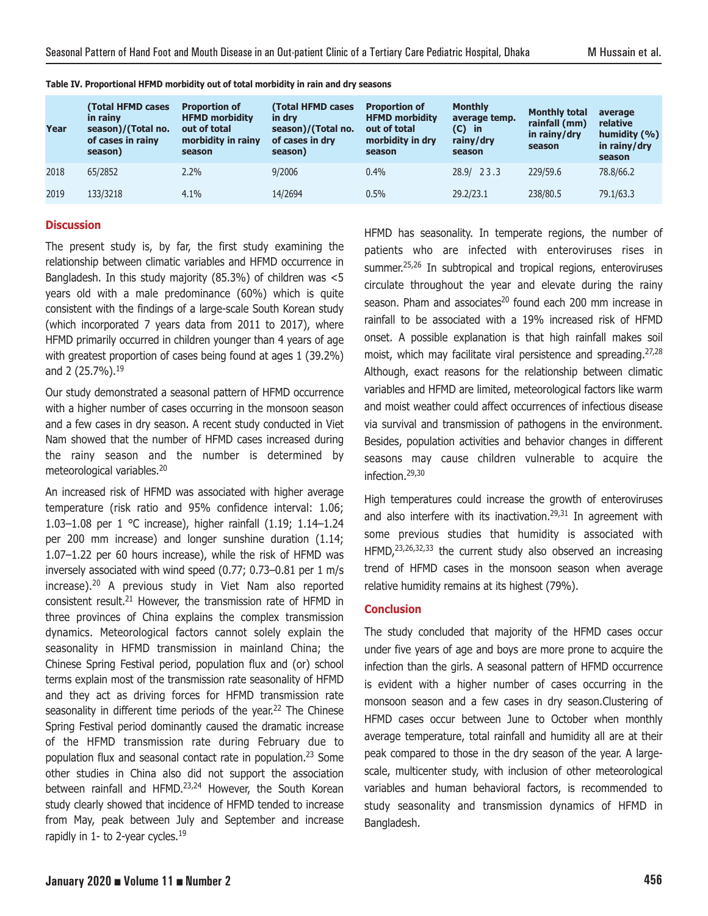**Table IV. Proportional HFMD morbidity out of total morbidity in rain and dry seasons**

| Year | (Total HFMD cases in rainy season)/(Total no. of cases in rainy season) | Proportion of HFMD morbidity out of total morbidity in rainy season | (Total HFMD cases in dry season)/(Total no. of cases in dry season) | Proportion of HFMD morbidity out of total morbidity in dry season | Monthly average temp. (C) in rainy/dry season | Monthly total rainfall (mm) in rainy/dry season | average relative humidity (%) in rainy/dry season |
|---|---|---|---|---|---|---|---|
| 2018 | 65/2852 | 2.2% | 9/2006 | 0.4% | 28.9/ 23.3 | 229/59.6 | 78.8/66.2 |
| 2019 | 133/3218 | 4.1% | 14/2694 | 0.5% | 29.2/23.1 | 238/80.5 | 79.1/63.3 |

## Discussion

The present study is, by far, the first study examining the relationship between climatic variables and HFMD occurrence in Bangladesh. In this study majority (85.3%) of children was <5 years old with a male predominance (60%) which is quite consistent with the findings of a large-scale South Korean study (which incorporated 7 years data from 2011 to 2017), where HFMD primarily occurred in children younger than 4 years of age with greatest proportion of cases being found at ages 1 (39.2%) and 2 (25.7%).[19]

Our study demonstrated a seasonal pattern of HFMD occurrence with a higher number of cases occurring in the monsoon season and a few cases in dry season. A recent study conducted in Viet Nam showed that the number of HFMD cases increased during the rainy season and the number is determined by meteorological variables.[20]

An increased risk of HFMD was associated with higher average temperature (risk ratio and 95% confidence interval: 1.06; 1.03–1.08 per 1 °C increase), higher rainfall (1.19; 1.14–1.24 per 200 mm increase) and longer sunshine duration (1.14; 1.07–1.22 per 60 hours increase), while the risk of HFMD was inversely associated with wind speed (0.77; 0.73–0.81 per 1 m/s increase).[20] A previous study in Viet Nam also reported consistent result.[21] However, the transmission rate of HFMD in three provinces of China explains the complex transmission dynamics. Meteorological factors cannot solely explain the seasonality in HFMD transmission in mainland China; the Chinese Spring Festival period, population flux and (or) school terms explain most of the transmission rate seasonality of HFMD and they act as driving forces for HFMD transmission rate seasonality in different time periods of the year.[22] The Chinese Spring Festival period dominantly caused the dramatic increase of the HFMD transmission rate during February due to population flux and seasonal contact rate in population.[23] Some other studies in China also did not support the association between rainfall and HFMD.[23,24] However, the South Korean study clearly showed that incidence of HFMD tended to increase from May, peak between July and September and increase rapidly in 1- to 2-year cycles.[19]

HFMD has seasonality. In temperate regions, the number of patients who are infected with enteroviruses rises in summer.[25,26] In subtropical and tropical regions, enteroviruses circulate throughout the year and elevate during the rainy season. Pham and associates[20] found each 200 mm increase in rainfall to be associated with a 19% increased risk of HFMD onset. A possible explanation is that high rainfall makes soil moist, which may facilitate viral persistence and spreading.[27,28] Although, exact reasons for the relationship between climatic variables and HFMD are limited, meteorological factors like warm and moist weather could affect occurrences of infectious disease via survival and transmission of pathogens in the environment. Besides, population activities and behavior changes in different seasons may cause children vulnerable to acquire the infection.[29,30]

High temperatures could increase the growth of enteroviruses and also interfere with its inactivation.[29,31] In agreement with some previous studies that humidity is associated with HFMD,[23,26,32,33] the current study also observed an increasing trend of HFMD cases in the monsoon season when average relative humidity remains at its highest (79%).

## Conclusion

The study concluded that majority of the HFMD cases occur under five years of age and boys are more prone to acquire the infection than the girls. A seasonal pattern of HFMD occurrence is evident with a higher number of cases occurring in the monsoon season and a few cases in dry season.Clustering of HFMD cases occur between June to October when monthly average temperature, total rainfall and humidity all are at their peak compared to those in the dry season of the year. A large-scale, multicenter study, with inclusion of other meteorological variables and human behavioral factors, is recommended to study seasonality and transmission dynamics of HFMD in Bangladesh.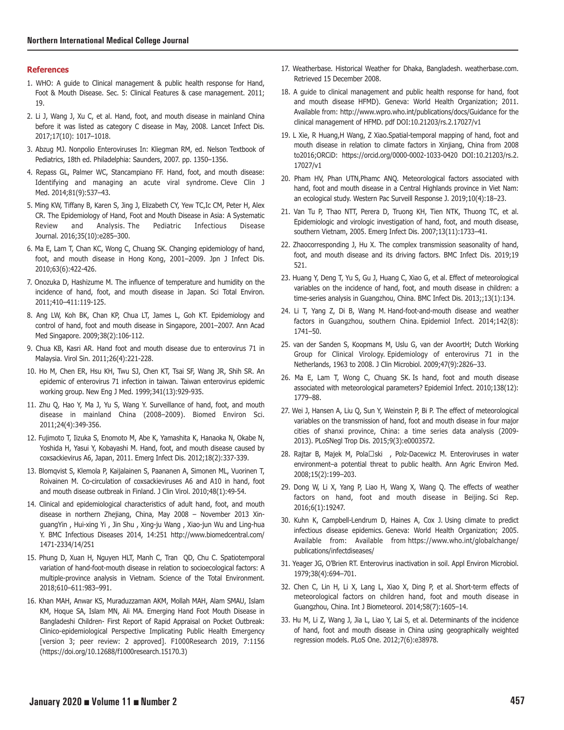## References

1. WHO: A guide to Clinical management & public health response for Hand, Foot & Mouth Disease. Sec. 5: Clinical Features & case management. 2011; 19.
2. Li J, Wang J, Xu C, et al. Hand, foot, and mouth disease in mainland China before it was listed as category C disease in May, 2008. Lancet Infect Dis. 2017;17(10): 1017–1018.
3. Abzug MJ. Nonpolio Enteroviruses In: Kliegman RM, ed. Nelson Textbook of Pediatrics, 18th ed. Philadelphia: Saunders, 2007. pp. 1350–1356.
4. Repass GL, Palmer WC, Stancampiano FF. Hand, foot, and mouth disease: Identifying and managing an acute viral syndrome. Cleve Clin J Med. 2014;81(9):537–43.
5. Ming KW, Tiffany B, Karen S, Jing J, Elizabeth CY, Yew TC,Ic CM, Peter H, Alex CR. The Epidemiology of Hand, Foot and Mouth Disease in Asia: A Systematic Review and Analysis. The Pediatric Infectious Disease Journal. 2016;35(10):e285–300.
6. Ma E, Lam T, Chan KC, Wong C, Chuang SK. Changing epidemiology of hand, foot, and mouth disease in Hong Kong, 2001–2009. Jpn J Infect Dis. 2010;63(6):422-426.
7. Onozuka D, Hashizume M. The influence of temperature and humidity on the incidence of hand, foot, and mouth disease in Japan. Sci Total Environ. 2011;410–411:119-125.
8. Ang LW, Koh BK, Chan KP, Chua LT, James L, Goh KT. Epidemiology and control of hand, foot and mouth disease in Singapore, 2001–2007. Ann Acad Med Singapore. 2009;38(2):106-112.
9. Chua KB, Kasri AR. Hand foot and mouth disease due to enterovirus 71 in Malaysia. Virol Sin. 2011;26(4):221-228.
10. Ho M, Chen ER, Hsu KH, Twu SJ, Chen KT, Tsai SF, Wang JR, Shih SR. An epidemic of enterovirus 71 infection in taiwan. Taiwan enterovirus epidemic working group. New Eng J Med. 1999;341(13):929-935.
11. Zhu Q, Hao Y, Ma J, Yu S, Wang Y. Surveillance of hand, foot, and mouth disease in mainland China (2008–2009). Biomed Environ Sci. 2011;24(4):349-356.
12. Fujimoto T, Iizuka S, Enomoto M, Abe K, Yamashita K, Hanaoka N, Okabe N, Yoshida H, Yasui Y, Kobayashi M. Hand, foot, and mouth disease caused by coxsackievirus A6, Japan, 2011. Emerg Infect Dis. 2012;18(2):337-339.
13. Blomqvist S, Klemola P, Kaijalainen S, Paananen A, Simonen ML, Vuorinen T, Roivainen M. Co-circulation of coxsackieviruses A6 and A10 in hand, foot and mouth disease outbreak in Finland. J Clin Virol. 2010;48(1):49-54.
14. Clinical and epidemiological characteristics of adult hand, foot, and mouth disease in northern Zhejiang, China, May 2008 – November 2013 Xin-guangYin , Hui-xing Yi , Jin Shu , Xing-ju Wang , Xiao-jun Wu and Ling-hua Y. BMC Infectious Diseases 2014, 14:251 http://www.biomedcentral.com/1471-2334/14/251
15. Phung D, Xuan H, Nguyen HLT, Manh C, Tran QD, Chu C. Spatiotemporal variation of hand-foot-mouth disease in relation to socioecological factors: A multiple-province analysis in Vietnam. Science of the Total Environment. 2018;610–611:983–991.
16. Khan MAH, Anwar KS, Muraduzzaman AKM, Mollah MAH, Alam SMAU, Islam KM, Hoque SA, Islam MN, Ali MA. Emerging Hand Foot Mouth Disease in Bangladeshi Children- First Report of Rapid Appraisal on Pocket Outbreak: Clinico-epidemiological Perspective Implicating Public Health Emergency [version 3; peer review: 2 approved]. F1000Research 2019, 7:1156 (https://doi.org/10.12688/f1000research.15170.3)
17. Weatherbase. Historical Weather for Dhaka, Bangladesh. weatherbase.com. Retrieved 15 December 2008.
18. A guide to clinical management and public health response for hand, foot and mouth disease HFMD). Geneva: World Health Organization; 2011. Available from: http://www.wpro.who.int/publications/docs/Guidance for the clinical management of HFMD. pdf DOI:10.21203/rs.2.17027/v1
19. L Xie, R Huang,H Wang, Z Xiao.Spatial-temporal mapping of hand, foot and mouth disease in relation to climate factors in Xinjiang, China from 2008 to2016;ORCiD: https://orcid.org/0000-0002-1033-0420 DOI:10.21203/rs.2.17027/v1
20. Pham HV, Phan UTN,Phamc ANQ. Meteorological factors associated with hand, foot and mouth disease in a Central Highlands province in Viet Nam: an ecological study. Western Pac Surveill Response J. 2019;10(4):18–23.
21. Van Tu P, Thao NTT, Perera D, Truong KH, Tien NTK, Thuong TC, et al. Epidemiologic and virologic investigation of hand, foot, and mouth disease, southern Vietnam, 2005. Emerg Infect Dis. 2007;13(11):1733–41.
22. Zhaocorresponding J, Hu X. The complex transmission seasonality of hand, foot, and mouth disease and its driving factors. BMC Infect Dis. 2019;19 521.
23. Huang Y, Deng T, Yu S, Gu J, Huang C, Xiao G, et al. Effect of meteorological variables on the incidence of hand, foot, and mouth disease in children: a time-series analysis in Guangzhou, China. BMC Infect Dis. 2013;;13(1):134.
24. Li T, Yang Z, Di B, Wang M. Hand-foot-and-mouth disease and weather factors in Guangzhou, southern China. Epidemiol Infect. 2014;142(8): 1741–50.
25. van der Sanden S, Koopmans M, Uslu G, van der AvoortH; Dutch Working Group for Clinical Virology. Epidemiology of enterovirus 71 in the Netherlands, 1963 to 2008. J Clin Microbiol. 2009;47(9):2826–33.
26. Ma E, Lam T, Wong C, Chuang SK. Is hand, foot and mouth disease associated with meteorological parameters? Epidemiol Infect. 2010;138(12): 1779–88.
27. Wei J, Hansen A, Liu Q, Sun Y, Weinstein P, Bi P. The effect of meteorological variables on the transmission of hand, foot and mouth disease in four major cities of shanxi province, China: a time series data analysis (2009-2013). PLoSNegl Trop Dis. 2015;9(3):e0003572.
28. Rajtar B, Majek M, Pola☐ski , Polz-Dacewicz M. Enteroviruses in water environment–a potential threat to public health. Ann Agric Environ Med. 2008;15(2):199–203.
29. Dong W, Li X, Yang P, Liao H, Wang X, Wang Q. The effects of weather factors on hand, foot and mouth disease in Beijing. Sci Rep. 2016;6(1):19247.
30. Kuhn K, Campbell-Lendrum D, Haines A, Cox J. Using climate to predict infectious disease epidemics. Geneva: World Health Organization; 2005. Available from: Available from https://www.who.int/globalchange/publications/infectdiseases/
31. Yeager JG, O'Brien RT. Enterovirus inactivation in soil. Appl Environ Microbiol. 1979;38(4):694–701.
32. Chen C, Lin H, Li X, Lang L, Xiao X, Ding P, et al. Short-term effects of meteorological factors on children hand, foot and mouth disease in Guangzhou, China. Int J Biometeorol. 2014;58(7):1605–14.
33. Hu M, Li Z, Wang J, Jia L, Liao Y, Lai S, et al. Determinants of the incidence of hand, foot and mouth disease in China using geographically weighted regression models. PLoS One. 2012;7(6):e38978.